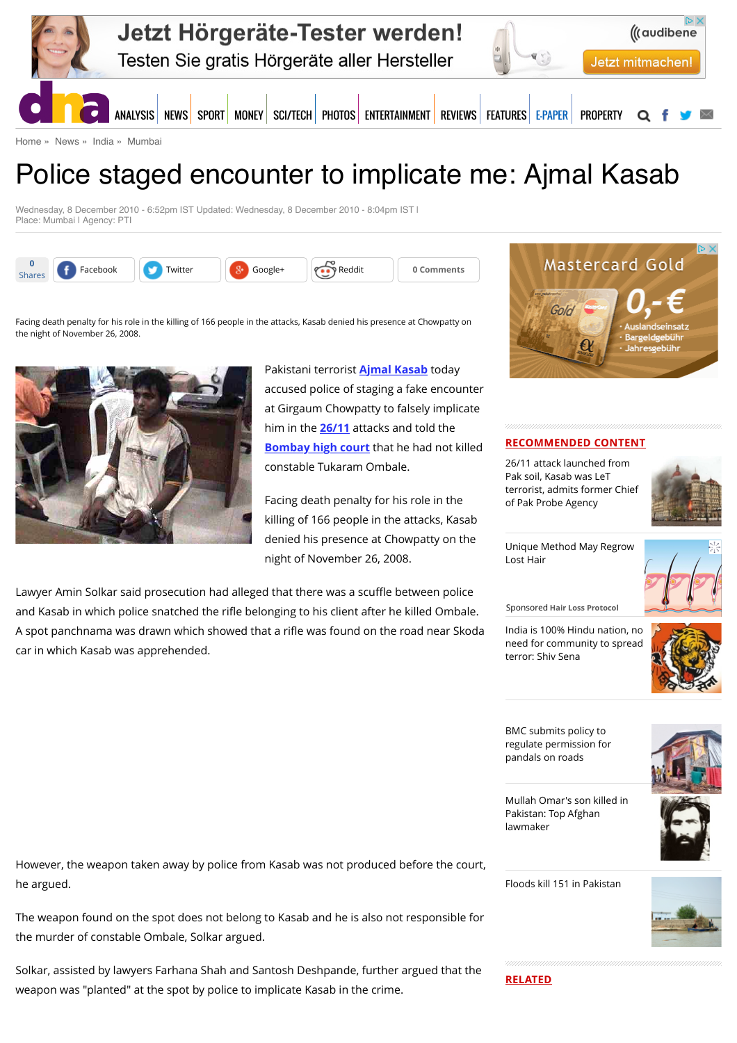Home » News » India » Mumbai

# Police staged encounter to implicate me: Ajmal Kasab

Wednesday, 8 December 2010 - 6:52pm IST Updated: Wednesday, 8 December 2010 - 8:04pm IST |
Place: Mumbai | Agency: PTI

Facing death penalty for his role in the killing of 166 people in the attacks, Kasab denied his presence at Chowpatty on the night of November 26, 2008.

Pakistani terrorist **Ajmal Kasab** today accused police of staging a fake encounter at Girgaum Chowpatty to falsely implicate him in the **26/11** attacks and told the **Bombay high court** that he had not killed constable Tukaram Ombale.

Facing death penalty for his role in the killing of 166 people in the attacks, Kasab denied his presence at Chowpatty on the night of November 26, 2008.

Lawyer Amin Solkar said prosecution had alleged that there was a scuffle between police and Kasab in which police snatched the rifle belonging to his client after he killed Ombale. A spot panchnama was drawn which showed that a rifle was found on the road near Skoda car in which Kasab was apprehended.

However, the weapon taken away by police from Kasab was not produced before the court, he argued.

The weapon found on the spot does not belong to Kasab and he is also not responsible for the murder of constable Ombale, Solkar argued.

Solkar, assisted by lawyers Farhana Shah and Santosh Deshpande, further argued that the weapon was "planted" at the spot by police to implicate Kasab in the crime.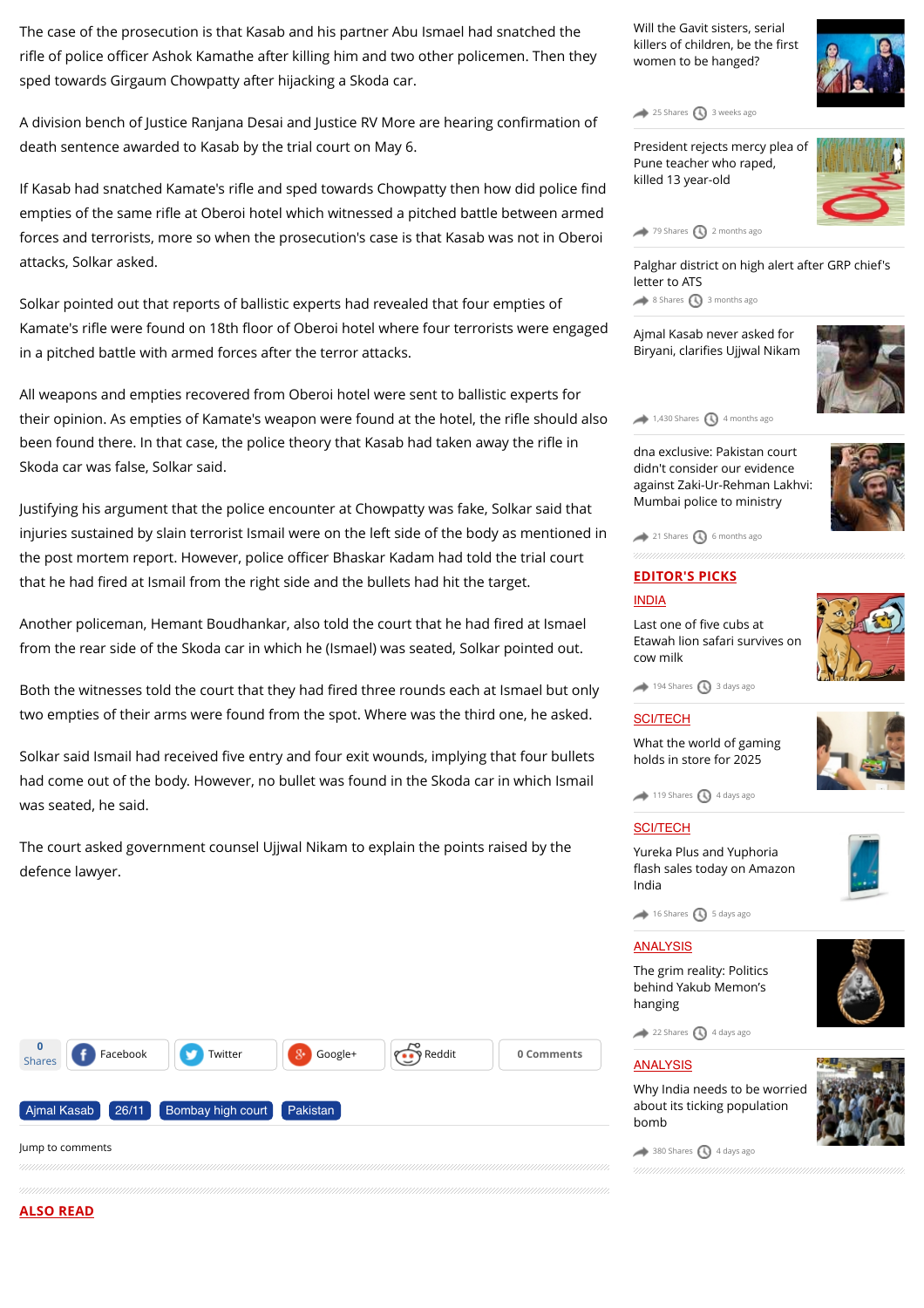The case of the prosecution is that Kasab and his partner Abu Ismael had snatched the rifle of police officer Ashok Kamathe after killing him and two other policemen. Then they sped towards Girgaum Chowpatty after hijacking a Skoda car.

A division bench of Justice Ranjana Desai and Justice RV More are hearing confirmation of death sentence awarded to Kasab by the trial court on May 6.

If Kasab had snatched Kamate's rifle and sped towards Chowpatty then how did police find empties of the same rifle at Oberoi hotel which witnessed a pitched battle between armed forces and terrorists, more so when the prosecution's case is that Kasab was not in Oberoi attacks, Solkar asked.

Solkar pointed out that reports of ballistic experts had revealed that four empties of Kamate's rifle were found on 18th floor of Oberoi hotel where four terrorists were engaged in a pitched battle with armed forces after the terror attacks.

All weapons and empties recovered from Oberoi hotel were sent to ballistic experts for their opinion. As empties of Kamate's weapon were found at the hotel, the rifle should also been found there. In that case, the police theory that Kasab had taken away the rifle in Skoda car was false, Solkar said.

Justifying his argument that the police encounter at Chowpatty was fake, Solkar said that injuries sustained by slain terrorist Ismail were on the left side of the body as mentioned in the post mortem report. However, police officer Bhaskar Kadam had told the trial court that he had fired at Ismail from the right side and the bullets had hit the target.

Another policeman, Hemant Boudhankar, also told the court that he had fired at Ismael from the rear side of the Skoda car in which he (Ismael) was seated, Solkar pointed out.

Both the witnesses told the court that they had fired three rounds each at Ismael but only two empties of their arms were found from the spot. Where was the third one, he asked.

Solkar said Ismail had received five entry and four exit wounds, implying that four bullets had come out of the body. However, no bullet was found in the Skoda car in which Ismail was seated, he said.

The court asked government counsel Ujjwal Nikam to explain the points raised by the defence lawyer.

0 Shares | Facebook | Twitter | Google+ | Reddit | 0 Comments

Ajmal Kasab | 26/11 | Bombay high court | Pakistan

Jump to comments

**ALSO READ**

Will the Gavit sisters, serial killers of children, be the first women to be hanged?
25 Shares · 3 weeks ago

President rejects mercy plea of Pune teacher who raped, killed 13 year-old
79 Shares · 2 months ago

Palghar district on high alert after GRP chief's letter to ATS
8 Shares · 3 months ago

Ajmal Kasab never asked for Biryani, clarifies Ujjwal Nikam
1,430 Shares · 4 months ago

dna exclusive: Pakistan court didn't consider our evidence against Zaki-Ur-Rehman Lakhvi: Mumbai police to ministry
21 Shares · 6 months ago

**EDITOR'S PICKS**

INDIA

Last one of five cubs at Etawah lion safari survives on cow milk
194 Shares · 3 days ago

SCI/TECH

What the world of gaming holds in store for 2025
119 Shares · 4 days ago

SCI/TECH

Yureka Plus and Yuphoria flash sales today on Amazon India
16 Shares · 5 days ago

ANALYSIS

The grim reality: Politics behind Yakub Memon's hanging
22 Shares · 4 days ago

ANALYSIS

Why India needs to be worried about its ticking population bomb
380 Shares · 4 days ago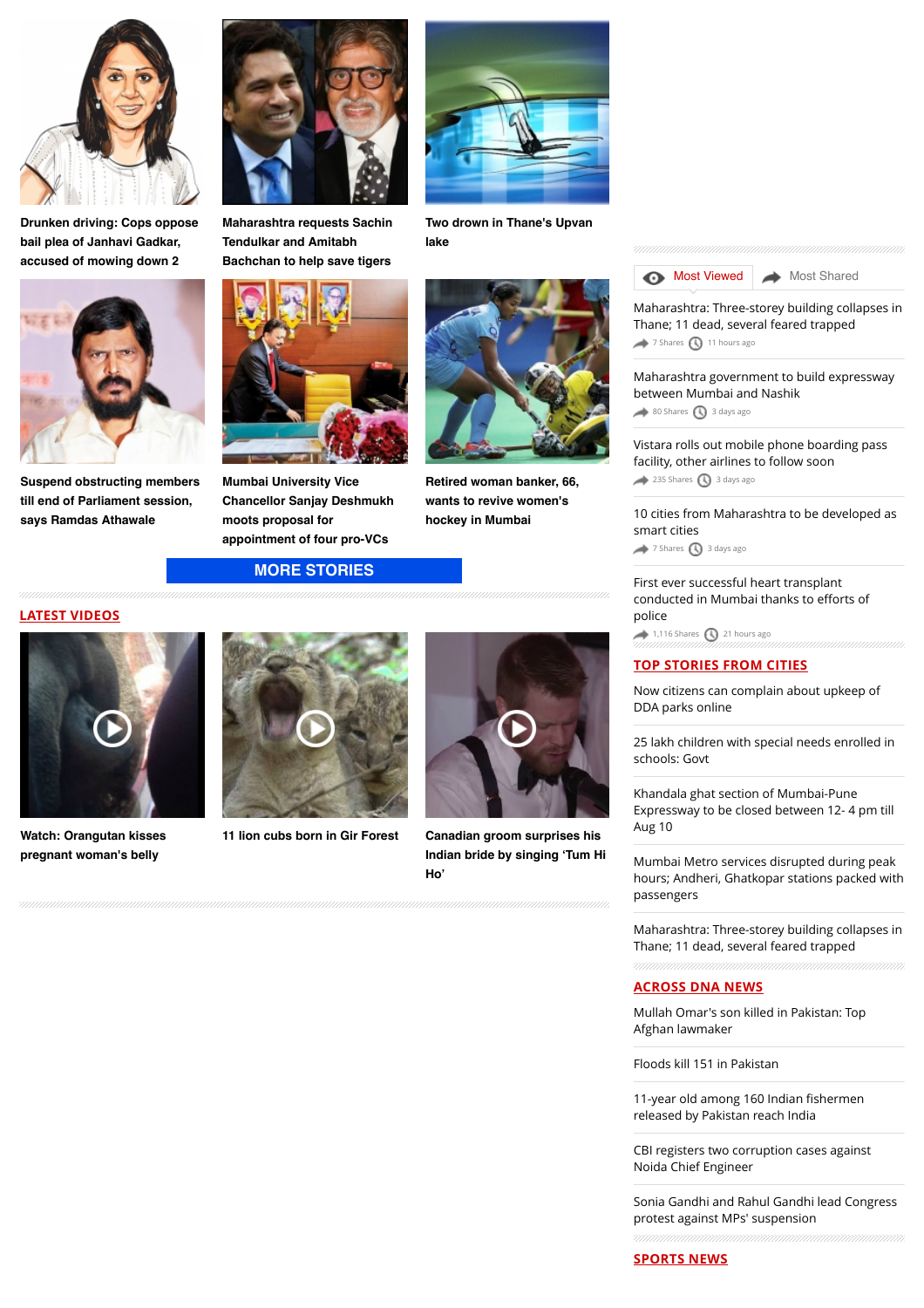**Drunken driving: Cops oppose bail plea of Janhavi Gadkar, accused of mowing down 2**

**Maharashtra requests Sachin Tendulkar and Amitabh Bachchan to help save tigers**

**Two drown in Thane's Upvan lake**

**Suspend obstructing members till end of Parliament session, says Ramdas Athawale**

**Mumbai University Vice Chancellor Sanjay Deshmukh moots proposal for appointment of four pro-VCs**

**Retired woman banker, 66, wants to revive women's hockey in Mumbai**

MORE STORIES

## LATEST VIDEOS

**Watch: Orangutan kisses pregnant woman's belly**

**11 lion cubs born in Gir Forest**

**Canadian groom surprises his Indian bride by singing 'Tum Hi Ho'**

Most Viewed | Most Shared

Maharashtra: Three-storey building collapses in Thane; 11 dead, several feared trapped
7 Shares · 11 hours ago

Maharashtra government to build expressway between Mumbai and Nashik
80 Shares · 3 days ago

Vistara rolls out mobile phone boarding pass facility, other airlines to follow soon
235 Shares · 3 days ago

10 cities from Maharashtra to be developed as smart cities
7 Shares · 3 days ago

First ever successful heart transplant conducted in Mumbai thanks to efforts of police
1,116 Shares · 21 hours ago

## TOP STORIES FROM CITIES

Now citizens can complain about upkeep of DDA parks online

25 lakh children with special needs enrolled in schools: Govt

Khandala ghat section of Mumbai-Pune Expressway to be closed between 12- 4 pm till Aug 10

Mumbai Metro services disrupted during peak hours; Andheri, Ghatkopar stations packed with passengers

Maharashtra: Three-storey building collapses in Thane; 11 dead, several feared trapped

## ACROSS DNA NEWS

Mullah Omar's son killed in Pakistan: Top Afghan lawmaker

Floods kill 151 in Pakistan

11-year old among 160 Indian fishermen released by Pakistan reach India

CBI registers two corruption cases against Noida Chief Engineer

Sonia Gandhi and Rahul Gandhi lead Congress protest against MPs' suspension

## SPORTS NEWS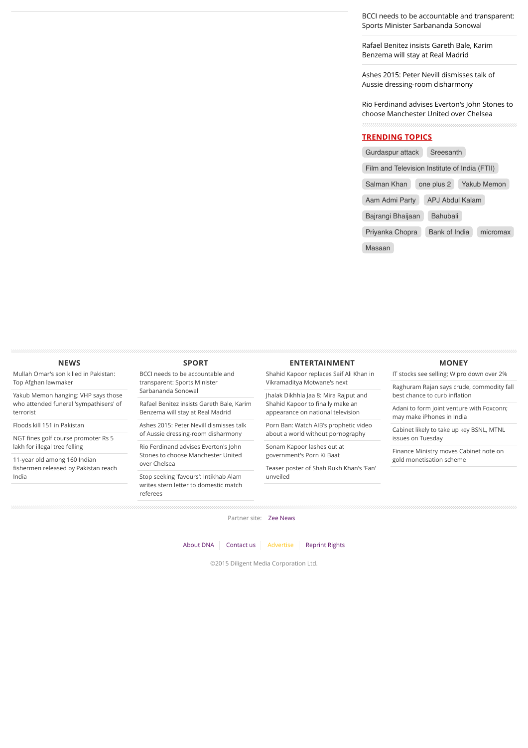BCCI needs to be accountable and transparent: Sports Minister Sarbananda Sonowal

Rafael Benitez insists Gareth Bale, Karim Benzema will stay at Real Madrid

Ashes 2015: Peter Nevill dismisses talk of Aussie dressing-room disharmony

Rio Ferdinand advises Everton's John Stones to choose Manchester United over Chelsea

## TRENDING TOPICS

Gurdaspur attack | Sreesanth | Film and Television Institute of India (FTII) | Salman Khan | one plus 2 | Yakub Memon | Aam Admi Party | APJ Abdul Kalam | Bajrangi Bhaijaan | Bahubali | Priyanka Chopra | Bank of India | micromax | Masaan

## NEWS

- Mullah Omar's son killed in Pakistan: Top Afghan lawmaker
- Yakub Memon hanging: VHP says those who attended funeral 'sympathisers' of terrorist
- Floods kill 151 in Pakistan
- NGT fines golf course promoter Rs 5 lakh for illegal tree felling
- 11-year old among 160 Indian fishermen released by Pakistan reach India

## SPORT

- BCCI needs to be accountable and transparent: Sports Minister Sarbananda Sonowal
- Rafael Benitez insists Gareth Bale, Karim Benzema will stay at Real Madrid
- Ashes 2015: Peter Nevill dismisses talk of Aussie dressing-room disharmony
- Rio Ferdinand advises Everton's John Stones to choose Manchester United over Chelsea
- Stop seeking 'favours': Intikhab Alam writes stern letter to domestic match referees

## ENTERTAINMENT

- Shahid Kapoor replaces Saif Ali Khan in Vikramaditya Motwane's next
- Jhalak Dikhhla Jaa 8: Mira Rajput and Shahid Kapoor to finally make an appearance on national television
- Porn Ban: Watch AIB's prophetic video about a world without pornography
- Sonam Kapoor lashes out at government's Porn Ki Baat
- Teaser poster of Shah Rukh Khan's 'Fan' unveiled

## MONEY

- IT stocks see selling; Wipro down over 2%
- Raghuram Rajan says crude, commodity fall best chance to curb inflation
- Adani to form joint venture with Foxconn; may make iPhones in India
- Cabinet likely to take up key BSNL, MTNL issues on Tuesday
- Finance Ministry moves Cabinet note on gold monetisation scheme

Partner site: Zee News

About DNA | Contact us | Advertise | Reprint Rights

©2015 Diligent Media Corporation Ltd.